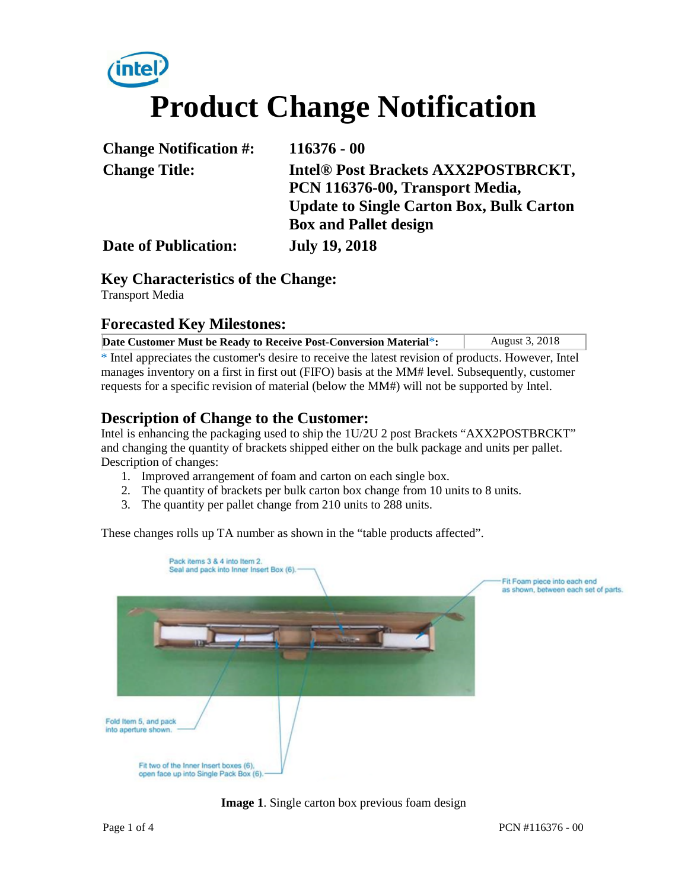# Product Change Notification

| | |
|---|---|
| **Change Notification #:** | **116376 - 00** |
| **Change Title:** | **Intel® Post Brackets AXX2POSTBRCKT, PCN 116376-00, Transport Media, Update to Single Carton Box, Bulk Carton Box and Pallet design** |
| **Date of Publication:** | **July 19, 2018** |

## Key Characteristics of the Change:

Transport Media

## Forecasted Key Milestones:

| **Date Customer Must be Ready to Receive Post-Conversion Material*:** | August 3, 2018 |
|---|---|

* Intel appreciates the customer's desire to receive the latest revision of products. However, Intel manages inventory on a first in first out (FIFO) basis at the MM# level. Subsequently, customer requests for a specific revision of material (below the MM#) will not be supported by Intel.

## Description of Change to the Customer:

Intel is enhancing the packaging used to ship the 1U/2U 2 post Brackets "AXX2POSTBRCKT" and changing the quantity of brackets shipped either on the bulk package and units per pallet. Description of changes:

1. Improved arrangement of foam and carton on each single box.
2. The quantity of brackets per bulk carton box change from 10 units to 8 units.
3. The quantity per pallet change from 210 units to 288 units.

These changes rolls up TA number as shown in the "table products affected".

Pack items 3 & 4 into Item 2. Seal and pack into Inner Insert Box (6).

Fit Foam piece into each end as shown, between each set of parts.

Fold Item 5, and pack into aperture shown.

Fit two of the Inner Insert boxes (6), open face up into Single Pack Box (6).

**Image 1**. Single carton box previous foam design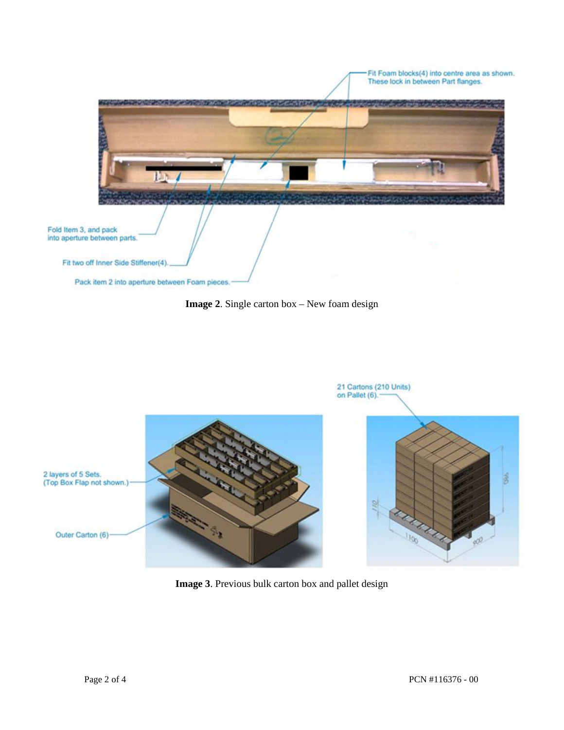Fit Foam blocks(4) into centre area as shown. These lock in between Part flanges.

Fold Item 3, and pack into aperture between parts.

Fit two off Inner Side Stiffener(4).

Pack item 2 into aperture between Foam pieces.

**Image 2**. Single carton box – New foam design

21 Cartons (210 Units) on Pallet (6).

2 layers of 5 Sets. (Top Box Flap not shown.)

Outer Carton (6)

**Image 3**. Previous bulk carton box and pallet design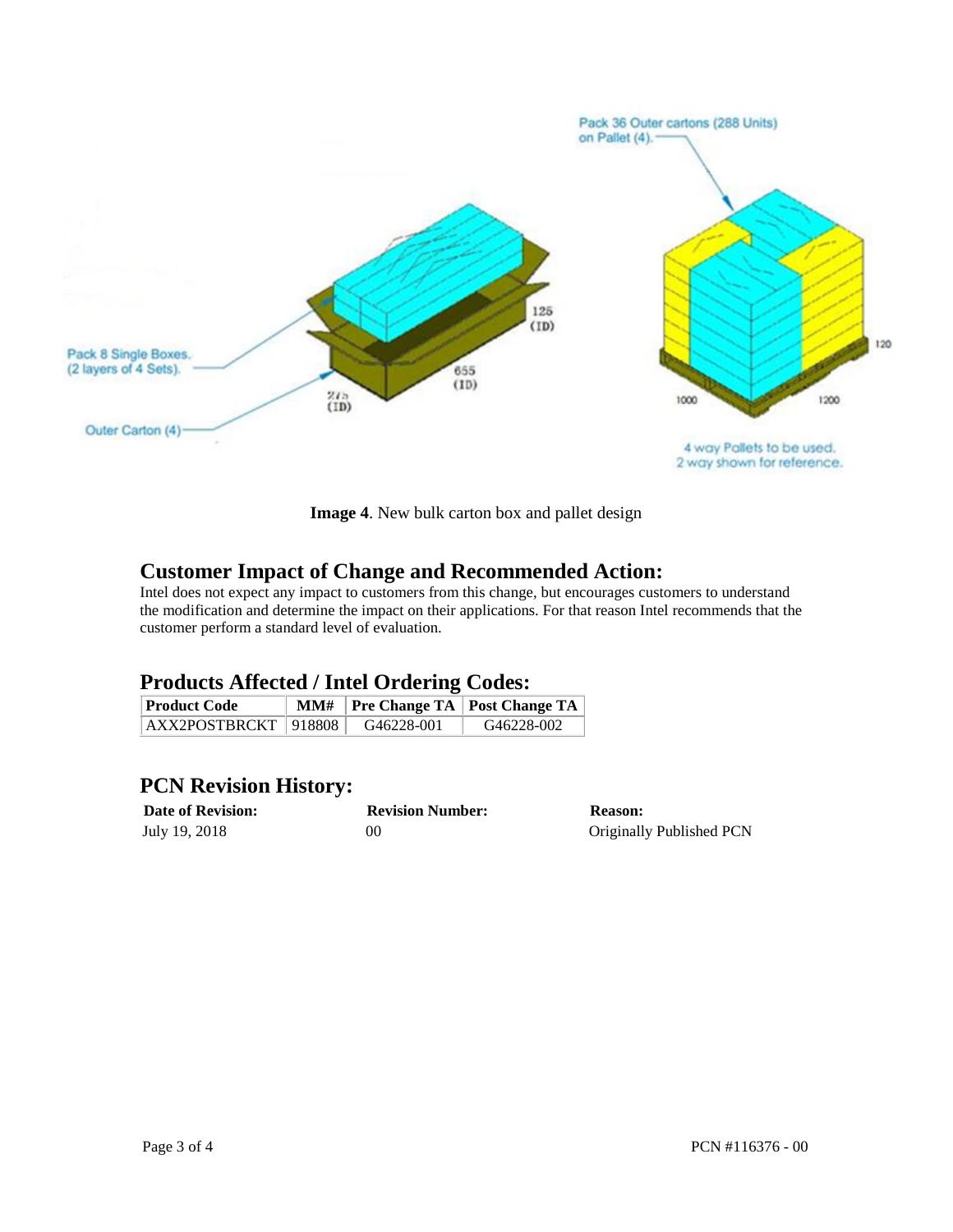**Image 4**. New bulk carton box and pallet design

## Customer Impact of Change and Recommended Action:

Intel does not expect any impact to customers from this change, but encourages customers to understand the modification and determine the impact on their applications. For that reason Intel recommends that the customer perform a standard level of evaluation.

## Products Affected / Intel Ordering Codes:

| Product Code | MM# | Pre Change TA | Post Change TA |
|---|---|---|---|
| AXX2POSTBRCKT | 918808 | G46228-001 | G46228-002 |

## PCN Revision History:

| Date of Revision: | Revision Number: | Reason: |
|---|---|---|
| July 19, 2018 | 00 | Originally Published PCN |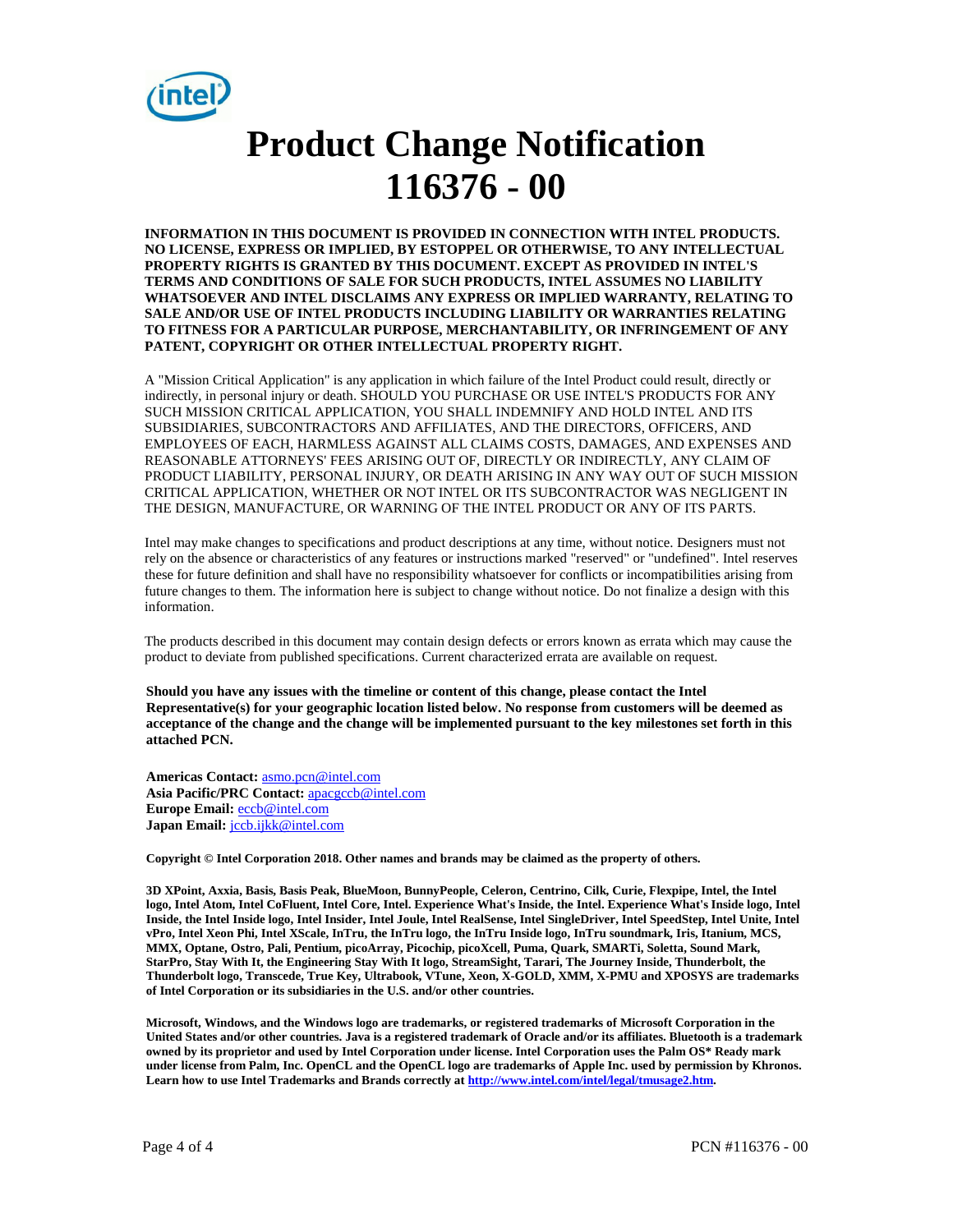# Product Change Notification 116376 - 00

**INFORMATION IN THIS DOCUMENT IS PROVIDED IN CONNECTION WITH INTEL PRODUCTS. NO LICENSE, EXPRESS OR IMPLIED, BY ESTOPPEL OR OTHERWISE, TO ANY INTELLECTUAL PROPERTY RIGHTS IS GRANTED BY THIS DOCUMENT. EXCEPT AS PROVIDED IN INTEL'S TERMS AND CONDITIONS OF SALE FOR SUCH PRODUCTS, INTEL ASSUMES NO LIABILITY WHATSOEVER AND INTEL DISCLAIMS ANY EXPRESS OR IMPLIED WARRANTY, RELATING TO SALE AND/OR USE OF INTEL PRODUCTS INCLUDING LIABILITY OR WARRANTIES RELATING TO FITNESS FOR A PARTICULAR PURPOSE, MERCHANTABILITY, OR INFRINGEMENT OF ANY PATENT, COPYRIGHT OR OTHER INTELLECTUAL PROPERTY RIGHT.**

A "Mission Critical Application" is any application in which failure of the Intel Product could result, directly or indirectly, in personal injury or death. SHOULD YOU PURCHASE OR USE INTEL'S PRODUCTS FOR ANY SUCH MISSION CRITICAL APPLICATION, YOU SHALL INDEMNIFY AND HOLD INTEL AND ITS SUBSIDIARIES, SUBCONTRACTORS AND AFFILIATES, AND THE DIRECTORS, OFFICERS, AND EMPLOYEES OF EACH, HARMLESS AGAINST ALL CLAIMS COSTS, DAMAGES, AND EXPENSES AND REASONABLE ATTORNEYS' FEES ARISING OUT OF, DIRECTLY OR INDIRECTLY, ANY CLAIM OF PRODUCT LIABILITY, PERSONAL INJURY, OR DEATH ARISING IN ANY WAY OUT OF SUCH MISSION CRITICAL APPLICATION, WHETHER OR NOT INTEL OR ITS SUBCONTRACTOR WAS NEGLIGENT IN THE DESIGN, MANUFACTURE, OR WARNING OF THE INTEL PRODUCT OR ANY OF ITS PARTS.

Intel may make changes to specifications and product descriptions at any time, without notice. Designers must not rely on the absence or characteristics of any features or instructions marked "reserved" or "undefined". Intel reserves these for future definition and shall have no responsibility whatsoever for conflicts or incompatibilities arising from future changes to them. The information here is subject to change without notice. Do not finalize a design with this information.

The products described in this document may contain design defects or errors known as errata which may cause the product to deviate from published specifications. Current characterized errata are available on request.

**Should you have any issues with the timeline or content of this change, please contact the Intel Representative(s) for your geographic location listed below. No response from customers will be deemed as acceptance of the change and the change will be implemented pursuant to the key milestones set forth in this attached PCN.**

**Americas Contact:** asmo.pcn@intel.com
**Asia Pacific/PRC Contact:** apacgccb@intel.com
**Europe Email:** eccb@intel.com
**Japan Email:** jccb.ijkk@intel.com

**Copyright © Intel Corporation 2018. Other names and brands may be claimed as the property of others.**

**3D XPoint, Axxia, Basis, Basis Peak, BlueMoon, BunnyPeople, Celeron, Centrino, Cilk, Curie, Flexpipe, Intel, the Intel logo, Intel Atom, Intel CoFluent, Intel Core, Intel. Experience What's Inside, the Intel. Experience What's Inside logo, Intel Inside, the Intel Inside logo, Intel Insider, Intel Joule, Intel RealSense, Intel SingleDriver, Intel SpeedStep, Intel Unite, Intel vPro, Intel Xeon Phi, Intel XScale, InTru, the InTru logo, the InTru Inside logo, InTru soundmark, Iris, Itanium, MCS, MMX, Optane, Ostro, Pali, Pentium, picoArray, Picochip, picoXcell, Puma, Quark, SMARTi, Soletta, Sound Mark, StarPro, Stay With It, the Engineering Stay With It logo, StreamSight, Tarari, The Journey Inside, Thunderbolt, the Thunderbolt logo, Transcede, True Key, Ultrabook, VTune, Xeon, X-GOLD, XMM, X-PMU and XPOSYS are trademarks of Intel Corporation or its subsidiaries in the U.S. and/or other countries.**

**Microsoft, Windows, and the Windows logo are trademarks, or registered trademarks of Microsoft Corporation in the United States and/or other countries. Java is a registered trademark of Oracle and/or its affiliates. Bluetooth is a trademark owned by its proprietor and used by Intel Corporation under license. Intel Corporation uses the Palm OS* Ready mark under license from Palm, Inc. OpenCL and the OpenCL logo are trademarks of Apple Inc. used by permission by Khronos. Learn how to use Intel Trademarks and Brands correctly at http://www.intel.com/intel/legal/tmusage2.htm.**